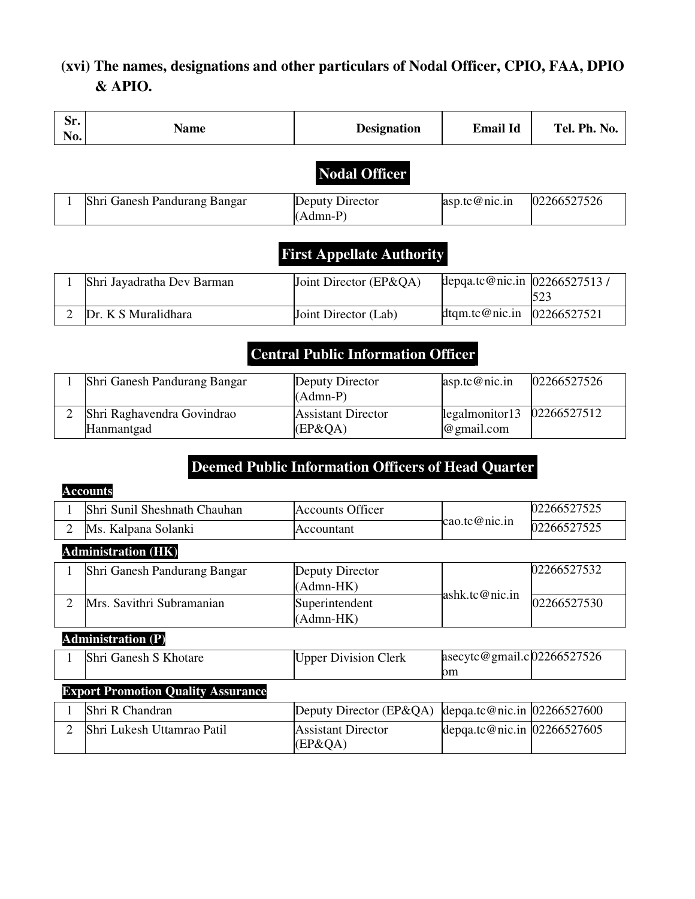## (xvi) The names, designations and other particulars of Nodal Officer, CPIO, FAA, DPIO & APIO.

| Sr. No. | Name | Designation | Email Id | Tel. Ph. No. |
|---|---|---|---|---|

### Nodal Officer

| Sr. No. | Name | Designation | Email Id | Tel. Ph. No. |
|---|---|---|---|---|
| 1 | Shri Ganesh Pandurang Bangar | Deputy Director (Admn-P) | asp.tc@nic.in | 02266527526 |

### First Appellate Authority

| Sr. No. | Name | Designation | Email Id | Tel. Ph. No. |
|---|---|---|---|---|
| 1 | Shri Jayadratha Dev Barman | Joint Director (EP&QA) | depqa.tc@nic.in | 02266527513 / 523 |
| 2 | Dr. K S Muralidhara | Joint Director (Lab) | dtqm.tc@nic.in | 02266527521 |

### Central Public Information Officer

| Sr. No. | Name | Designation | Email Id | Tel. Ph. No. |
|---|---|---|---|---|
| 1 | Shri Ganesh Pandurang Bangar | Deputy Director (Admn-P) | asp.tc@nic.in | 02266527526 |
| 2 | Shri Raghavendra Govindrao Hanmantgad | Assistant Director (EP&QA) | legalmonitor13@gmail.com | 02266527512 |

### Deemed Public Information Officers of Head Quarter

**Accounts**

| Sr. No. | Name | Designation | Email Id | Tel. Ph. No. |
|---|---|---|---|---|
| 1 | Shri Sunil Sheshnath Chauhan | Accounts Officer | cao.tc@nic.in | 02266527525 |
| 2 | Ms. Kalpana Solanki | Accountant | | 02266527525 |

**Administration (HK)**

| Sr. No. | Name | Designation | Email Id | Tel. Ph. No. |
|---|---|---|---|---|
| 1 | Shri Ganesh Pandurang Bangar | Deputy Director (Admn-HK) | ashk.tc@nic.in | 02266527532 |
| 2 | Mrs. Savithri Subramanian | Superintendent (Admn-HK) | | 02266527530 |

**Administration (P)**

| Sr. No. | Name | Designation | Email Id | Tel. Ph. No. |
|---|---|---|---|---|
| 1 | Shri Ganesh S Khotare | Upper Division Clerk | asecytc@gmail.com | 02266527526 |

**Export Promotion Quality Assurance**

| Sr. No. | Name | Designation | Email Id | Tel. Ph. No. |
|---|---|---|---|---|
| 1 | Shri R Chandran | Deputy Director (EP&QA) | depqa.tc@nic.in | 02266527600 |
| 2 | Shri Lukesh Uttamrao Patil | Assistant Director (EP&QA) | depqa.tc@nic.in | 02266527605 |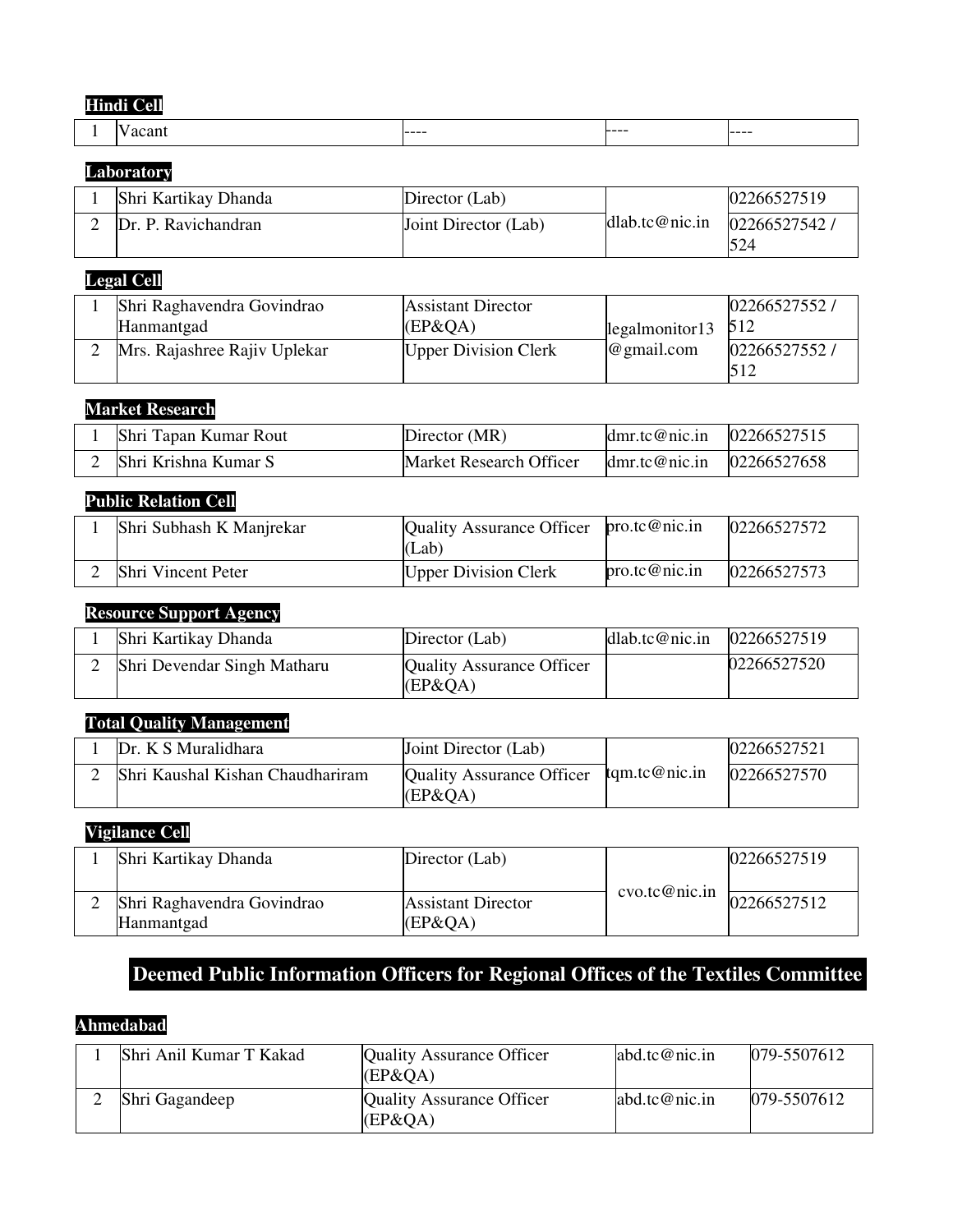**Hindi Cell**

| | | | | |
|---|---|---|---|---|
| 1 | Vacant | ---- | ---- | ---- |

**Laboratory**

| | | | | |
|---|---|---|---|---|
| 1 | Shri Kartikay Dhanda | Director (Lab) | dlab.tc@nic.in | 02266527519 |
| 2 | Dr. P. Ravichandran | Joint Director (Lab) | | 02266527542 / 524 |

**Legal Cell**

| | | | | |
|---|---|---|---|---|
| 1 | Shri Raghavendra Govindrao Hanmantgad | Assistant Director (EP&QA) | legalmonitor13 @gmail.com | 02266527552 / 512 |
| 2 | Mrs. Rajashree Rajiv Uplekar | Upper Division Clerk | | 02266527552 / 512 |

**Market Research**

| | | | | |
|---|---|---|---|---|
| 1 | Shri Tapan Kumar Rout | Director (MR) | dmr.tc@nic.in | 02266527515 |
| 2 | Shri Krishna Kumar S | Market Research Officer | dmr.tc@nic.in | 02266527658 |

**Public Relation Cell**

| | | | | |
|---|---|---|---|---|
| 1 | Shri Subhash K Manjrekar | Quality Assurance Officer (Lab) | pro.tc@nic.in | 02266527572 |
| 2 | Shri Vincent Peter | Upper Division Clerk | pro.tc@nic.in | 02266527573 |

**Resource Support Agency**

| | | | | |
|---|---|---|---|---|
| 1 | Shri Kartikay Dhanda | Director (Lab) | dlab.tc@nic.in | 02266527519 |
| 2 | Shri Devendar Singh Matharu | Quality Assurance Officer (EP&QA) | | 02266527520 |

**Total Quality Management**

| | | | | |
|---|---|---|---|---|
| 1 | Dr. K S Muralidhara | Joint Director (Lab) | tqm.tc@nic.in | 02266527521 |
| 2 | Shri Kaushal Kishan Chaudhariram | Quality Assurance Officer (EP&QA) | | 02266527570 |

**Vigilance Cell**

| | | | | |
|---|---|---|---|---|
| 1 | Shri Kartikay Dhanda | Director (Lab) | cvo.tc@nic.in | 02266527519 |
| 2 | Shri Raghavendra Govindrao Hanmantgad | Assistant Director (EP&QA) | | 02266527512 |

## Deemed Public Information Officers for Regional Offices of the Textiles Committee

**Ahmedabad**

| | | | | |
|---|---|---|---|---|
| 1 | Shri Anil Kumar T Kakad | Quality Assurance Officer (EP&QA) | abd.tc@nic.in | 079-5507612 |
| 2 | Shri Gagandeep | Quality Assurance Officer (EP&QA) | abd.tc@nic.in | 079-5507612 |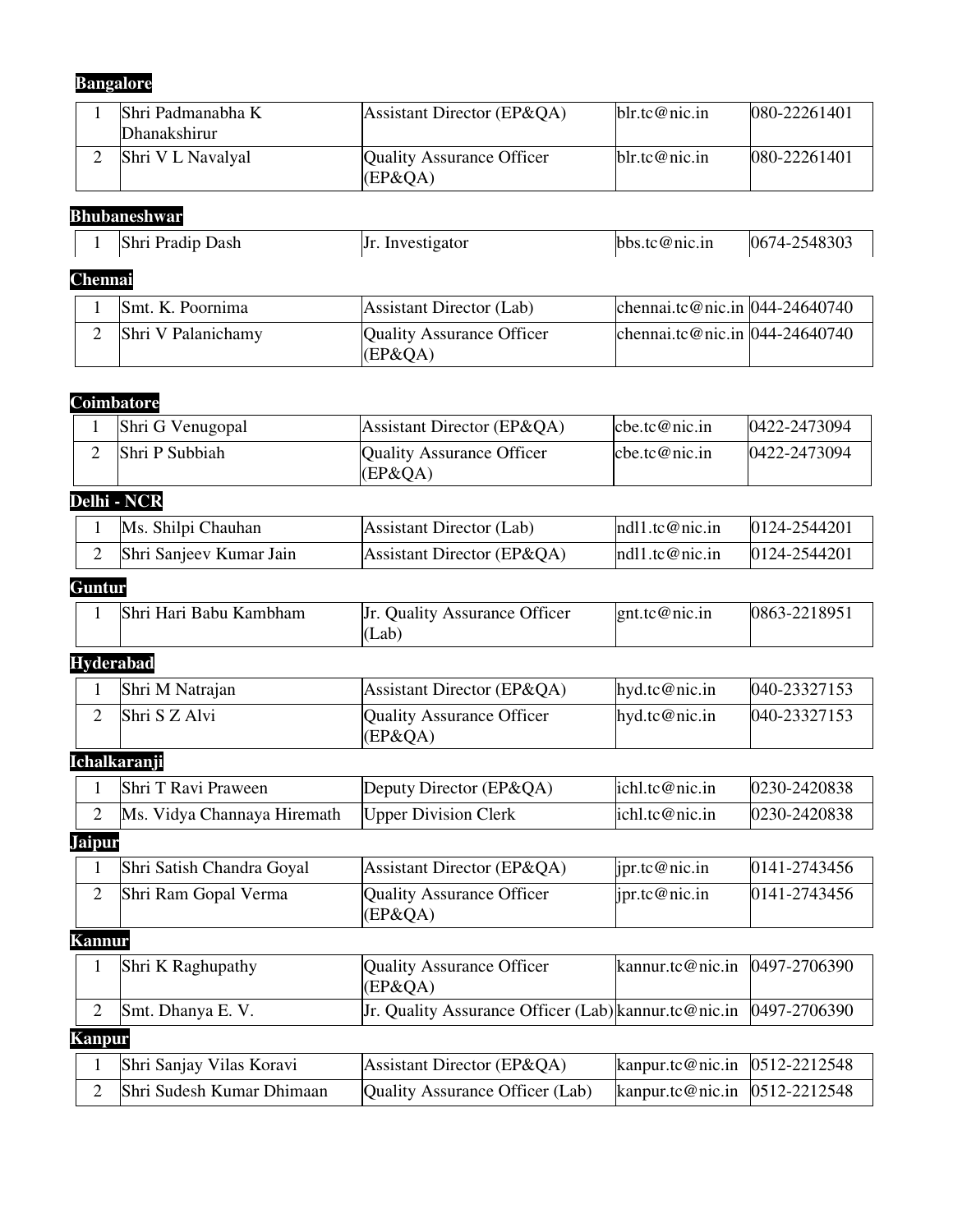**Bangalore**

| | | | | |
|---|---|---|---|---|
| 1 | Shri Padmanabha K Dhanakshirur | Assistant Director (EP&QA) | blr.tc@nic.in | 080-22261401 |
| 2 | Shri V L Navalyal | Quality Assurance Officer (EP&QA) | blr.tc@nic.in | 080-22261401 |

**Bhubaneshwar**

| | | | | |
|---|---|---|---|---|
| 1 | Shri Pradip Dash | Jr. Investigator | bbs.tc@nic.in | 0674-2548303 |

**Chennai**

| | | | | |
|---|---|---|---|---|
| 1 | Smt. K. Poornima | Assistant Director (Lab) | chennai.tc@nic.in | 044-24640740 |
| 2 | Shri V Palanichamy | Quality Assurance Officer (EP&QA) | chennai.tc@nic.in | 044-24640740 |

**Coimbatore**

| | | | | |
|---|---|---|---|---|
| 1 | Shri G Venugopal | Assistant Director (EP&QA) | cbe.tc@nic.in | 0422-2473094 |
| 2 | Shri P Subbiah | Quality Assurance Officer (EP&QA) | cbe.tc@nic.in | 0422-2473094 |

**Delhi - NCR**

| | | | | |
|---|---|---|---|---|
| 1 | Ms. Shilpi Chauhan | Assistant Director (Lab) | ndl1.tc@nic.in | 0124-2544201 |
| 2 | Shri Sanjeev Kumar Jain | Assistant Director (EP&QA) | ndl1.tc@nic.in | 0124-2544201 |

**Guntur**

| | | | | |
|---|---|---|---|---|
| 1 | Shri Hari Babu Kambham | Jr. Quality Assurance Officer (Lab) | gnt.tc@nic.in | 0863-2218951 |

**Hyderabad**

| | | | | |
|---|---|---|---|---|
| 1 | Shri M Natrajan | Assistant Director (EP&QA) | hyd.tc@nic.in | 040-23327153 |
| 2 | Shri S Z Alvi | Quality Assurance Officer (EP&QA) | hyd.tc@nic.in | 040-23327153 |

**Ichalkaranji**

| | | | | |
|---|---|---|---|---|
| 1 | Shri T Ravi Praween | Deputy Director (EP&QA) | ichl.tc@nic.in | 0230-2420838 |
| 2 | Ms. Vidya Channaya Hiremath | Upper Division Clerk | ichl.tc@nic.in | 0230-2420838 |

**Jaipur**

| | | | | |
|---|---|---|---|---|
| 1 | Shri Satish Chandra Goyal | Assistant Director (EP&QA) | jpr.tc@nic.in | 0141-2743456 |
| 2 | Shri Ram Gopal Verma | Quality Assurance Officer (EP&QA) | jpr.tc@nic.in | 0141-2743456 |

**Kannur**

| | | | | |
|---|---|---|---|---|
| 1 | Shri K Raghupathy | Quality Assurance Officer (EP&QA) | kannur.tc@nic.in | 0497-2706390 |
| 2 | Smt. Dhanya E. V. | Jr. Quality Assurance Officer (Lab) | kannur.tc@nic.in | 0497-2706390 |

**Kanpur**

| | | | | |
|---|---|---|---|---|
| 1 | Shri Sanjay Vilas Koravi | Assistant Director (EP&QA) | kanpur.tc@nic.in | 0512-2212548 |
| 2 | Shri Sudesh Kumar Dhimaan | Quality Assurance Officer (Lab) | kanpur.tc@nic.in | 0512-2212548 |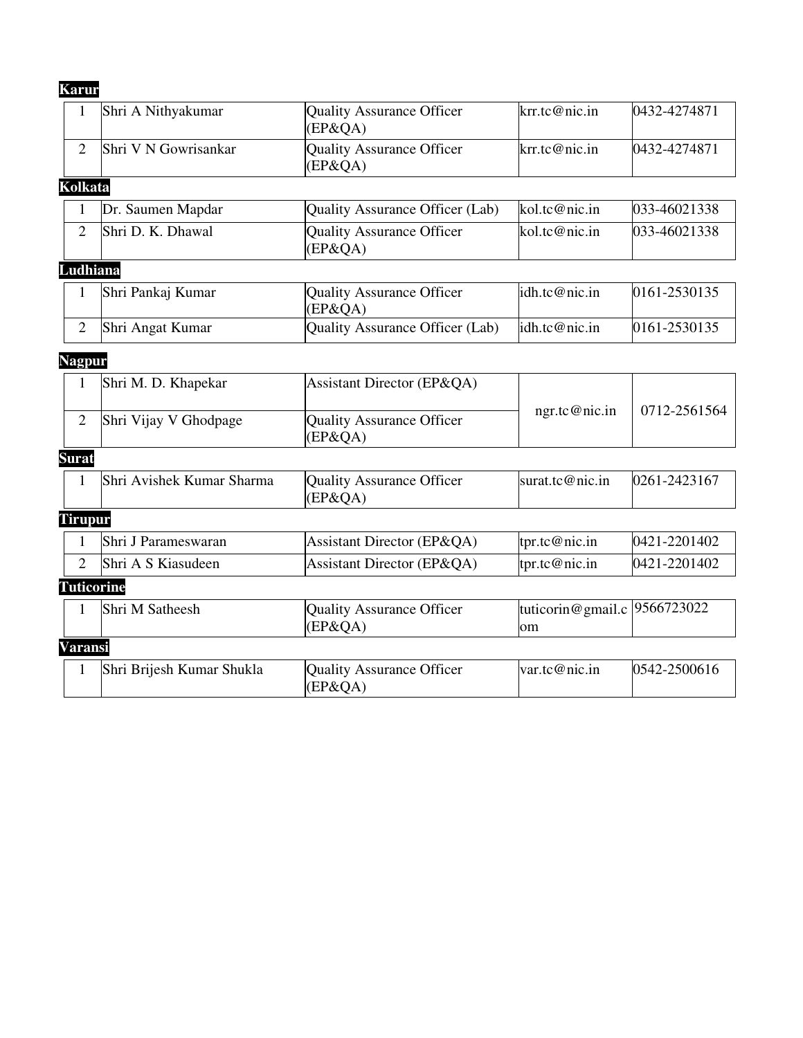**Karur**

| | | | | |
|---|---|---|---|---|
| 1 | Shri A Nithyakumar | Quality Assurance Officer (EP&QA) | krr.tc@nic.in | 0432-4274871 |
| 2 | Shri V N Gowrisankar | Quality Assurance Officer (EP&QA) | krr.tc@nic.in | 0432-4274871 |

**Kolkata**

| | | | | |
|---|---|---|---|---|
| 1 | Dr. Saumen Mapdar | Quality Assurance Officer (Lab) | kol.tc@nic.in | 033-46021338 |
| 2 | Shri D. K. Dhawal | Quality Assurance Officer (EP&QA) | kol.tc@nic.in | 033-46021338 |

**Ludhiana**

| | | | | |
|---|---|---|---|---|
| 1 | Shri Pankaj Kumar | Quality Assurance Officer (EP&QA) | idh.tc@nic.in | 0161-2530135 |
| 2 | Shri Angat Kumar | Quality Assurance Officer (Lab) | idh.tc@nic.in | 0161-2530135 |

**Nagpur**

| | | | | |
|---|---|---|---|---|
| 1 | Shri M. D. Khapekar | Assistant Director (EP&QA) | ngr.tc@nic.in | 0712-2561564 |
| 2 | Shri Vijay V Ghodpage | Quality Assurance Officer (EP&QA) | | |

**Surat**

| | | | | |
|---|---|---|---|---|
| 1 | Shri Avishek Kumar Sharma | Quality Assurance Officer (EP&QA) | surat.tc@nic.in | 0261-2423167 |

**Tirupur**

| | | | | |
|---|---|---|---|---|
| 1 | Shri J Parameswaran | Assistant Director (EP&QA) | tpr.tc@nic.in | 0421-2201402 |
| 2 | Shri A S Kiasudeen | Assistant Director (EP&QA) | tpr.tc@nic.in | 0421-2201402 |

**Tuticorine**

| | | | | |
|---|---|---|---|---|
| 1 | Shri M Satheesh | Quality Assurance Officer (EP&QA) | tuticorin@gmail.com | 9566723022 |

**Varansi**

| | | | | |
|---|---|---|---|---|
| 1 | Shri Brijesh Kumar Shukla | Quality Assurance Officer (EP&QA) | var.tc@nic.in | 0542-2500616 |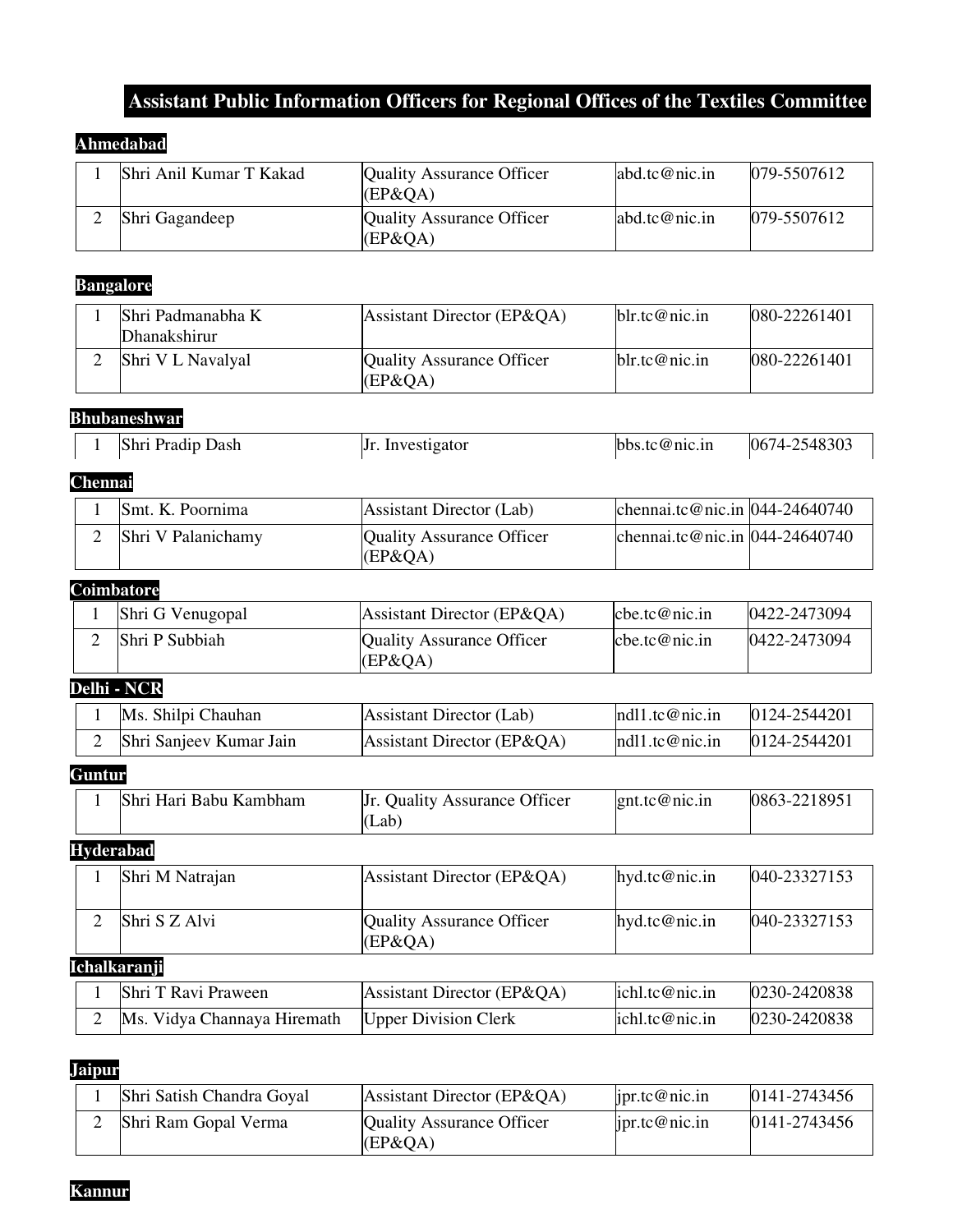# Assistant Public Information Officers for Regional Offices of the Textiles Committee

## Ahmedabad

| | | | | |
|---|---|---|---|---|
| 1 | Shri Anil Kumar T Kakad | Quality Assurance Officer (EP&QA) | abd.tc@nic.in | 079-5507612 |
| 2 | Shri Gagandeep | Quality Assurance Officer (EP&QA) | abd.tc@nic.in | 079-5507612 |

## Bangalore

| | | | | |
|---|---|---|---|---|
| 1 | Shri Padmanabha K Dhanakshirur | Assistant Director (EP&QA) | blr.tc@nic.in | 080-22261401 |
| 2 | Shri V L Navalyal | Quality Assurance Officer (EP&QA) | blr.tc@nic.in | 080-22261401 |

## Bhubaneshwar

| | | | | |
|---|---|---|---|---|
| 1 | Shri Pradip Dash | Jr. Investigator | bbs.tc@nic.in | 0674-2548303 |

## Chennai

| | | | | |
|---|---|---|---|---|
| 1 | Smt. K. Poornima | Assistant Director (Lab) | chennai.tc@nic.in | 044-24640740 |
| 2 | Shri V Palanichamy | Quality Assurance Officer (EP&QA) | chennai.tc@nic.in | 044-24640740 |

## Coimbatore

| | | | | |
|---|---|---|---|---|
| 1 | Shri G Venugopal | Assistant Director (EP&QA) | cbe.tc@nic.in | 0422-2473094 |
| 2 | Shri P Subbiah | Quality Assurance Officer (EP&QA) | cbe.tc@nic.in | 0422-2473094 |

## Delhi - NCR

| | | | | |
|---|---|---|---|---|
| 1 | Ms. Shilpi Chauhan | Assistant Director (Lab) | ndl1.tc@nic.in | 0124-2544201 |
| 2 | Shri Sanjeev Kumar Jain | Assistant Director (EP&QA) | ndl1.tc@nic.in | 0124-2544201 |

## Guntur

| | | | | |
|---|---|---|---|---|
| 1 | Shri Hari Babu Kambham | Jr. Quality Assurance Officer (Lab) | gnt.tc@nic.in | 0863-2218951 |

## Hyderabad

| | | | | |
|---|---|---|---|---|
| 1 | Shri M Natrajan | Assistant Director (EP&QA) | hyd.tc@nic.in | 040-23327153 |
| 2 | Shri S Z Alvi | Quality Assurance Officer (EP&QA) | hyd.tc@nic.in | 040-23327153 |

## Ichalkaranji

| | | | | |
|---|---|---|---|---|
| 1 | Shri T Ravi Praween | Assistant Director (EP&QA) | ichl.tc@nic.in | 0230-2420838 |
| 2 | Ms. Vidya Channaya Hiremath | Upper Division Clerk | ichl.tc@nic.in | 0230-2420838 |

## Jaipur

| | | | | |
|---|---|---|---|---|
| 1 | Shri Satish Chandra Goyal | Assistant Director (EP&QA) | jpr.tc@nic.in | 0141-2743456 |
| 2 | Shri Ram Gopal Verma | Quality Assurance Officer (EP&QA) | jpr.tc@nic.in | 0141-2743456 |

## Kannur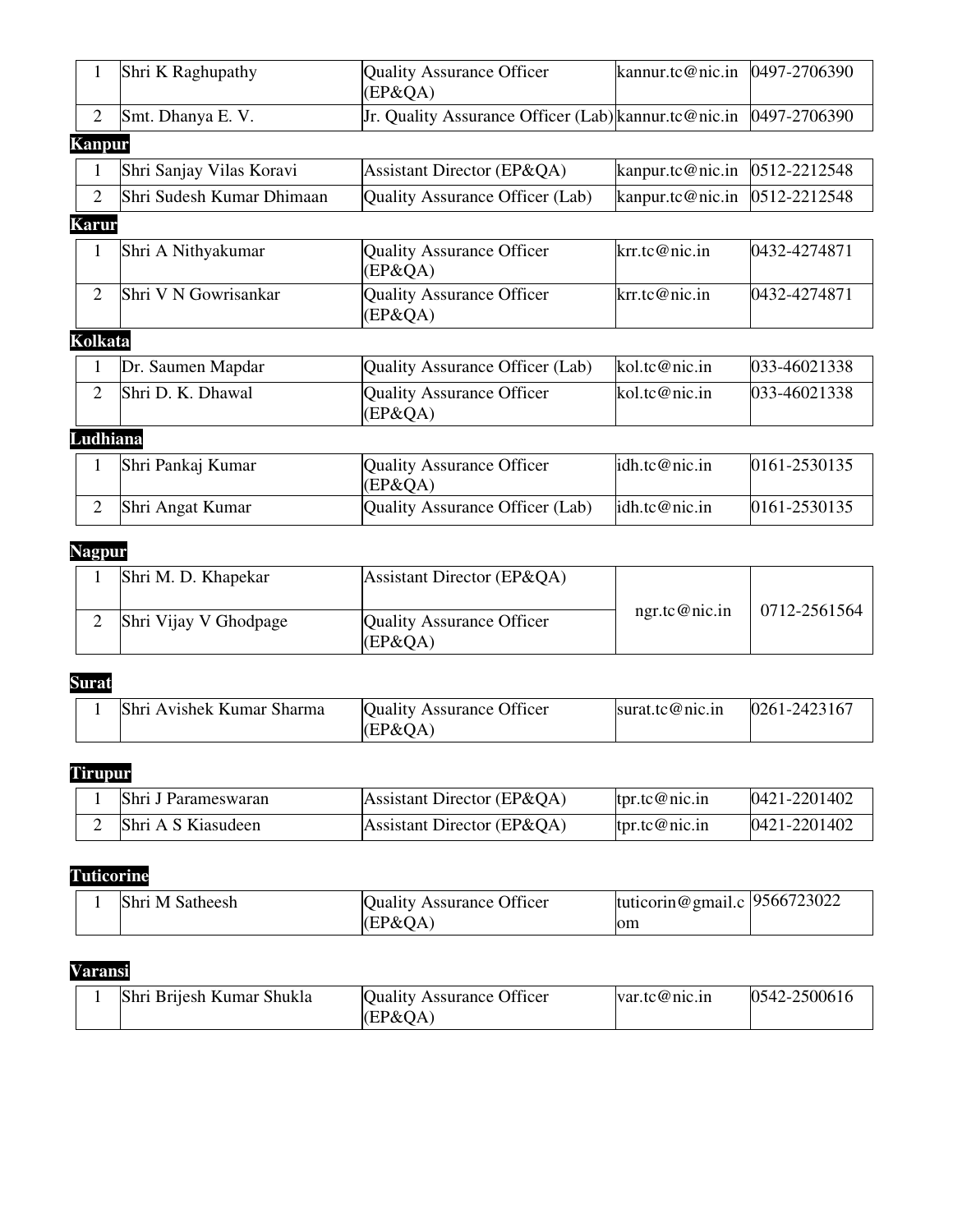| | | | | |
|---|---|---|---|---|
| 1 | Shri K Raghupathy | Quality Assurance Officer (EP&QA) | kannur.tc@nic.in | 0497-2706390 |
| 2 | Smt. Dhanya E. V. | Jr. Quality Assurance Officer (Lab) | kannur.tc@nic.in | 0497-2706390 |

**Kanpur**

| | | | | |
|---|---|---|---|---|
| 1 | Shri Sanjay Vilas Koravi | Assistant Director (EP&QA) | kanpur.tc@nic.in | 0512-2212548 |
| 2 | Shri Sudesh Kumar Dhimaan | Quality Assurance Officer (Lab) | kanpur.tc@nic.in | 0512-2212548 |

**Karur**

| | | | | |
|---|---|---|---|---|
| 1 | Shri A Nithyakumar | Quality Assurance Officer (EP&QA) | krr.tc@nic.in | 0432-4274871 |
| 2 | Shri V N Gowrisankar | Quality Assurance Officer (EP&QA) | krr.tc@nic.in | 0432-4274871 |

**Kolkata**

| | | | | |
|---|---|---|---|---|
| 1 | Dr. Saumen Mapdar | Quality Assurance Officer (Lab) | kol.tc@nic.in | 033-46021338 |
| 2 | Shri D. K. Dhawal | Quality Assurance Officer (EP&QA) | kol.tc@nic.in | 033-46021338 |

**Ludhiana**

| | | | | |
|---|---|---|---|---|
| 1 | Shri Pankaj Kumar | Quality Assurance Officer (EP&QA) | idh.tc@nic.in | 0161-2530135 |
| 2 | Shri Angat Kumar | Quality Assurance Officer (Lab) | idh.tc@nic.in | 0161-2530135 |

**Nagpur**

| | | | | |
|---|---|---|---|---|
| 1 | Shri M. D. Khapekar | Assistant Director (EP&QA) | ngr.tc@nic.in | 0712-2561564 |
| 2 | Shri Vijay V Ghodpage | Quality Assurance Officer (EP&QA) | | |

**Surat**

| | | | | |
|---|---|---|---|---|
| 1 | Shri Avishek Kumar Sharma | Quality Assurance Officer (EP&QA) | surat.tc@nic.in | 0261-2423167 |

**Tirupur**

| | | | | |
|---|---|---|---|---|
| 1 | Shri J Parameswaran | Assistant Director (EP&QA) | tpr.tc@nic.in | 0421-2201402 |
| 2 | Shri A S Kiasudeen | Assistant Director (EP&QA) | tpr.tc@nic.in | 0421-2201402 |

**Tuticorine**

| | | | | |
|---|---|---|---|---|
| 1 | Shri M Satheesh | Quality Assurance Officer (EP&QA) | tuticorin@gmail.com | 9566723022 |

**Varansi**

| | | | | |
|---|---|---|---|---|
| 1 | Shri Brijesh Kumar Shukla | Quality Assurance Officer (EP&QA) | var.tc@nic.in | 0542-2500616 |